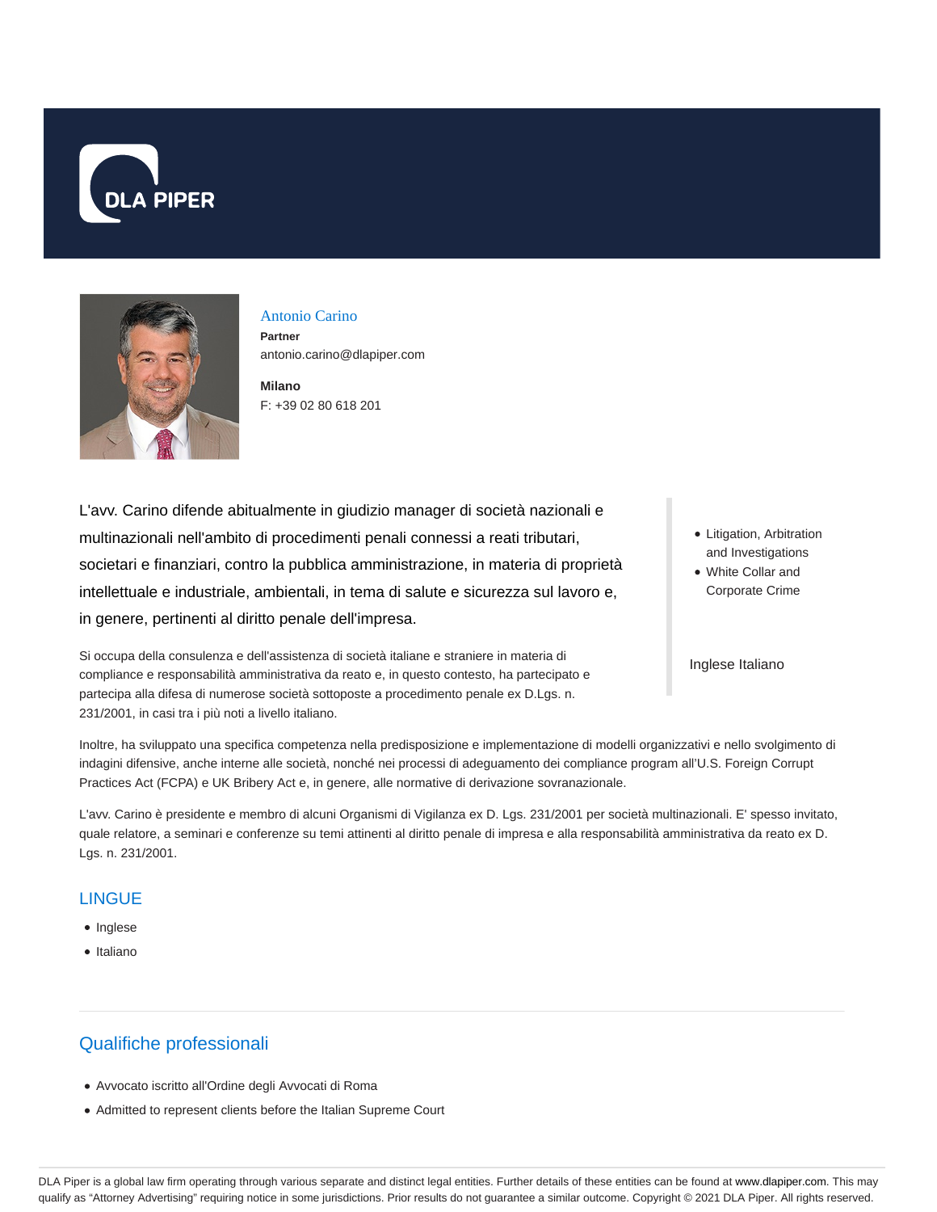Antonio Carino

**Partner**

antonio.carino@dlapiper.com

**Milano**

F: +39 02 80 618 201

L'avv. Carino difende abitualmente in giudizio manager di società nazionali e multinazionali nell'ambito di procedimenti penali connessi a reati tributari, societari e finanziari, contro la pubblica amministrazione, in materia di proprietà intellettuale e industriale, ambientali, in tema di salute e sicurezza sul lavoro e, in genere, pertinenti al diritto penale dell'impresa.

- Litigation, Arbitration and Investigations
- White Collar and Corporate Crime

Inglese Italiano

Si occupa della consulenza e dell'assistenza di società italiane e straniere in materia di compliance e responsabilità amministrativa da reato e, in questo contesto, ha partecipato e partecipa alla difesa di numerose società sottoposte a procedimento penale ex D.Lgs. n. 231/2001, in casi tra i più noti a livello italiano.

Inoltre, ha sviluppato una specifica competenza nella predisposizione e implementazione di modelli organizzativi e nello svolgimento di indagini difensive, anche interne alle società, nonché nei processi di adeguamento dei compliance program all'U.S. Foreign Corrupt Practices Act (FCPA) e UK Bribery Act e, in genere, alle normative di derivazione sovranazionale.

L'avv. Carino è presidente e membro di alcuni Organismi di Vigilanza ex D. Lgs. 231/2001 per società multinazionali. E' spesso invitato, quale relatore, a seminari e conferenze su temi attinenti al diritto penale di impresa e alla responsabilità amministrativa da reato ex D. Lgs. n. 231/2001.

## LINGUE

- Inglese
- Italiano

## Qualifiche professionali

- Avvocato iscritto all'Ordine degli Avvocati di Roma
- Admitted to represent clients before the Italian Supreme Court

DLA Piper is a global law firm operating through various separate and distinct legal entities. Further details of these entities can be found at www.dlapiper.com. This may qualify as "Attorney Advertising" requiring notice in some jurisdictions. Prior results do not guarantee a similar outcome. Copyright © 2021 DLA Piper. All rights reserved.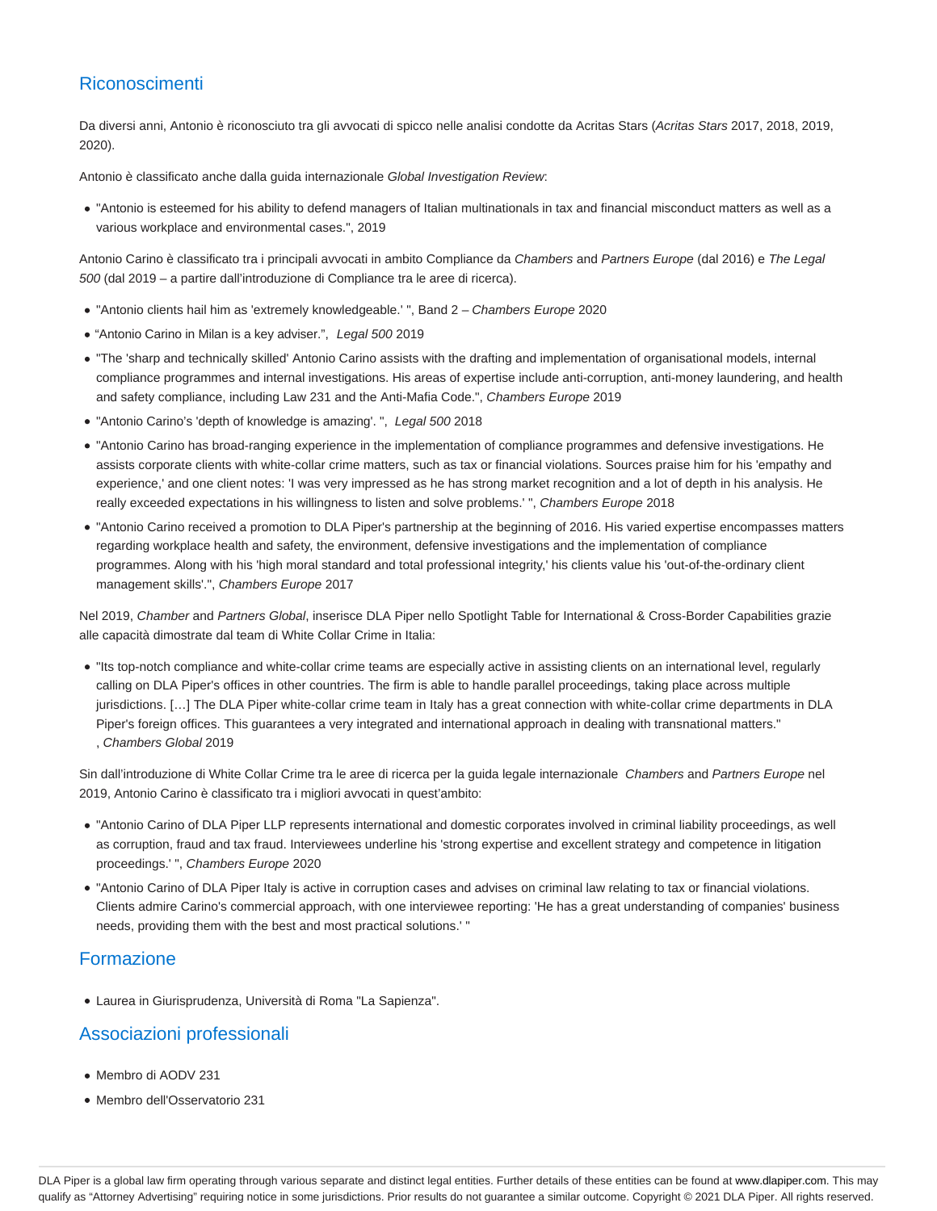## Riconoscimenti

Da diversi anni, Antonio è riconosciuto tra gli avvocati di spicco nelle analisi condotte da Acritas Stars (*Acritas Stars* 2017, 2018, 2019, 2020).

Antonio è classificato anche dalla guida internazionale *Global Investigation Review*:

- "Antonio is esteemed for his ability to defend managers of Italian multinationals in tax and financial misconduct matters as well as a various workplace and environmental cases.", 2019

Antonio Carino è classificato tra i principali avvocati in ambito Compliance da *Chambers* and *Partners Europe* (dal 2016) e *The Legal 500* (dal 2019 – a partire dall'introduzione di Compliance tra le aree di ricerca).

- "Antonio clients hail him as 'extremely knowledgeable.' ", Band 2 – *Chambers Europe* 2020
- "Antonio Carino in Milan is a key adviser.", *Legal 500* 2019
- "The 'sharp and technically skilled' Antonio Carino assists with the drafting and implementation of organisational models, internal compliance programmes and internal investigations. His areas of expertise include anti-corruption, anti-money laundering, and health and safety compliance, including Law 231 and the Anti-Mafia Code.", *Chambers Europe* 2019
- "Antonio Carino's 'depth of knowledge is amazing'. ", *Legal 500* 2018
- "Antonio Carino has broad-ranging experience in the implementation of compliance programmes and defensive investigations. He assists corporate clients with white-collar crime matters, such as tax or financial violations. Sources praise him for his 'empathy and experience,' and one client notes: 'I was very impressed as he has strong market recognition and a lot of depth in his analysis. He really exceeded expectations in his willingness to listen and solve problems.' ", *Chambers Europe* 2018
- "Antonio Carino received a promotion to DLA Piper's partnership at the beginning of 2016. His varied expertise encompasses matters regarding workplace health and safety, the environment, defensive investigations and the implementation of compliance programmes. Along with his 'high moral standard and total professional integrity,' his clients value his 'out-of-the-ordinary client management skills'.", *Chambers Europe* 2017

Nel 2019, *Chamber* and *Partners Global*, inserisce DLA Piper nello Spotlight Table for International & Cross-Border Capabilities grazie alle capacità dimostrate dal team di White Collar Crime in Italia:

- "Its top-notch compliance and white-collar crime teams are especially active in assisting clients on an international level, regularly calling on DLA Piper's offices in other countries. The firm is able to handle parallel proceedings, taking place across multiple jurisdictions. […] The DLA Piper white-collar crime team in Italy has a great connection with white-collar crime departments in DLA Piper's foreign offices. This guarantees a very integrated and international approach in dealing with transnational matters." , *Chambers Global* 2019

Sin dall'introduzione di White Collar Crime tra le aree di ricerca per la guida legale internazionale *Chambers* and *Partners Europe* nel 2019, Antonio Carino è classificato tra i migliori avvocati in quest'ambito:

- "Antonio Carino of DLA Piper LLP represents international and domestic corporates involved in criminal liability proceedings, as well as corruption, fraud and tax fraud. Interviewees underline his 'strong expertise and excellent strategy and competence in litigation proceedings.' ", *Chambers Europe* 2020
- "Antonio Carino of DLA Piper Italy is active in corruption cases and advises on criminal law relating to tax or financial violations. Clients admire Carino's commercial approach, with one interviewee reporting: 'He has a great understanding of companies' business needs, providing them with the best and most practical solutions.' "

## Formazione

- Laurea in Giurisprudenza, Università di Roma "La Sapienza".

## Associazioni professionali

- Membro di AODV 231
- Membro dell'Osservatorio 231

DLA Piper is a global law firm operating through various separate and distinct legal entities. Further details of these entities can be found at www.dlapiper.com. This may qualify as "Attorney Advertising" requiring notice in some jurisdictions. Prior results do not guarantee a similar outcome. Copyright © 2021 DLA Piper. All rights reserved.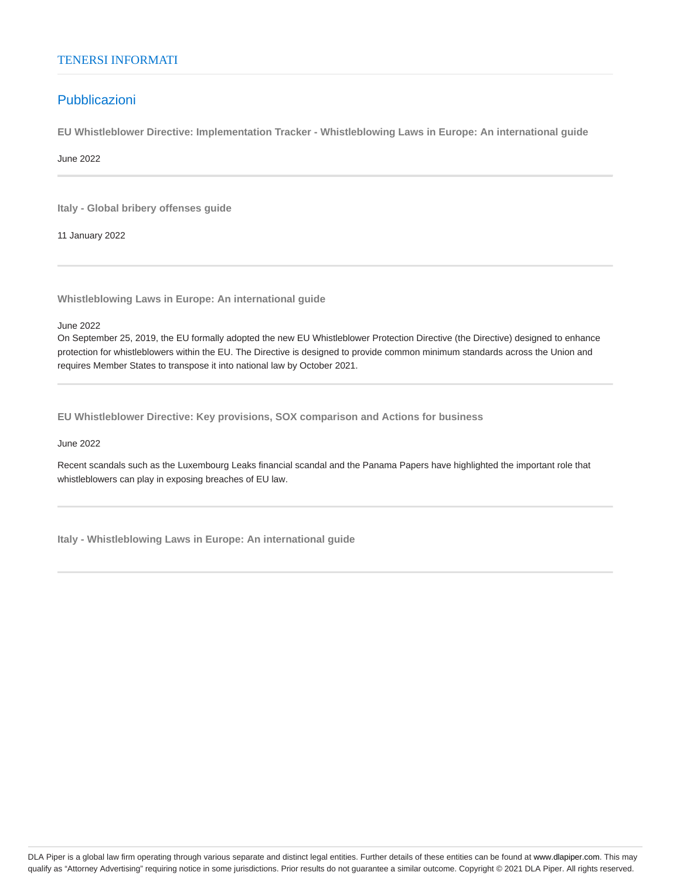## TENERSI INFORMATI

## Pubblicazioni

**EU Whistleblower Directive: Implementation Tracker - Whistleblowing Laws in Europe: An international guide**

June 2022

**Italy - Global bribery offenses guide**

11 January 2022

**Whistleblowing Laws in Europe: An international guide**

June 2022

On September 25, 2019, the EU formally adopted the new EU Whistleblower Protection Directive (the Directive) designed to enhance protection for whistleblowers within the EU. The Directive is designed to provide common minimum standards across the Union and requires Member States to transpose it into national law by October 2021.

**EU Whistleblower Directive: Key provisions, SOX comparison and Actions for business**

June 2022

Recent scandals such as the Luxembourg Leaks financial scandal and the Panama Papers have highlighted the important role that whistleblowers can play in exposing breaches of EU law.

**Italy - Whistleblowing Laws in Europe: An international guide**

DLA Piper is a global law firm operating through various separate and distinct legal entities. Further details of these entities can be found at www.dlapiper.com. This may qualify as "Attorney Advertising" requiring notice in some jurisdictions. Prior results do not guarantee a similar outcome. Copyright © 2021 DLA Piper. All rights reserved.